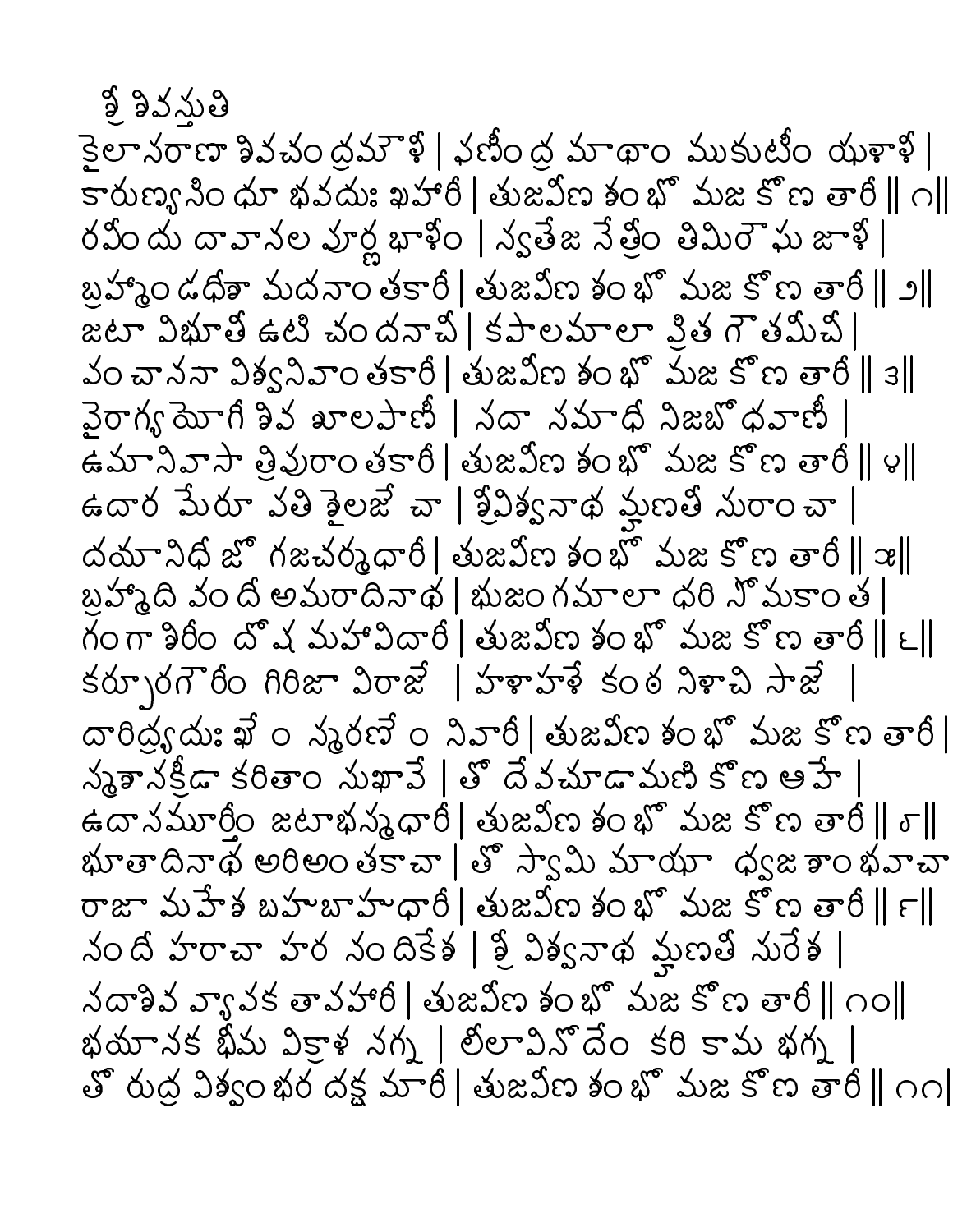# శ్రీ శివస్తుతి

కైలాసరాణా శివచంద్రమౌళీ | ఫణీంద్ర మాథాం ముకుటీం యళాళీ |
కారుణ్యసింధూ భవదుః ఖహారీ | తుజవీణ శంభో మజ కోణ తారీ || ౧||

రవీందు దావానల పూర్ణ భాళీం | స్వతేజ నేత్రీం తిమిరౌఘ జాళీ |
బ్రహ్మాండధీశా మదనాంతకారీ | తుజవీణ శంభో మజ కోణ తారీ || ౨||

జటా విభూతి ఉటి చందనాచి | కపాలమాలా ప్రిత గౌతమీచి |
పంచాననా విశ్వనివాంతకారీ | తుజవీణ శంభో మజ కోణ తారీ || ౩||

వైరాగ్యయోగీ శివ శూలపాణీ | సదా సమాధీ నిజబోధవాణీ |
ఉమానివాసా త్రిపురాంతకారీ | తుజవీణ శంభో మజ కోణ తారీ || ౪||

ఉదార మేరూ పతి శైలజే చా | శ్రీవిశ్వనాథ మ్హణతీ సురాంచా |
దయానిధీ జో గజచర్మధారీ | తుజవీణ శంభో మజ కోణ తారీ || ౫||

బ్రహ్మాది వందీ అమరాదినాథ | భుజంగమాలా ధరి సోమకాంత |
గంగా శిరీం దోష మహావిదారీ | తుజవీణ శంభో మజ కోణ తారీ || ౬||

కర్పూరగౌరీం గిరిజా విరాజే | హళాహళే కంఠ నిళాచి సాజే |
దారిద్ర్యదుః ఖే ం స్మరణే ం నివారీ | తుజవీణ శంభో మజ కోణ తారీ |

స్మశానక్రీడా కరితాం సుఖావే | తో దేవచూడామణి కోణ ఆహే |
ఉదాసమూర్తీం జటాభస్మధారీ | తుజవీణ శంభో మజ కోణ తారీ || ౮||

భూతాదినాథ అరిఅంతకాచా | తో స్వామి మాయా ధ్వజ శాంభవాచా
రాజా మహేశ బహుబాహుధారీ | తుజవీణ శంభో మజ కోణ తారీ || ౯||

నందీ హరాచా హర నందికేశ | శ్రీ విశ్వనాథ మ్హణతీ సురేశ |
సదాశివ వ్యాపక తాపహారీ | తుజవీణ శంభో మజ కోణ తారీ || ౧౦||

భయానక భీమ వికాళ నగ్న | లీలావినోదేం కరి కామ భగ్న |
తో రుద్ర విశ్వంభర దక్ష మారీ | తుజవీణ శంభో మజ కోణ తారీ || ౧౧|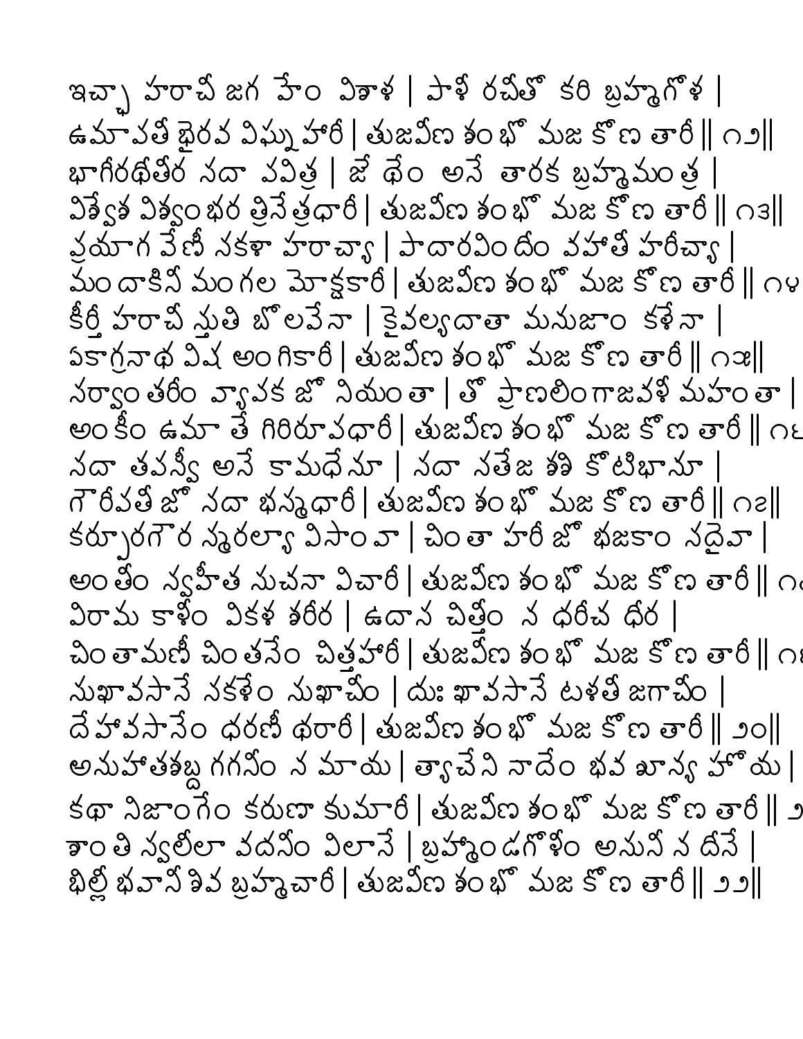ఇచ్ఛా హరాచీ జగ హేం విశాళ | పాళీ రచీతో కరి బ్రహ్మగోళ |
ఉమావతీ భైరవ విఘ్నహారీ | తుజవీణ శంభో మజ కోణ తారీ || ౧౨||
భాగీరథీతీర సదా పవిత్ర | జే థేం అసే తారక బ్రహ్మమంత్ర |
విశ్వేశ విశ్వంభర త్రినేత్రధారీ | తుజవీణ శంభో మజ కోణ తారీ || ౧౩||
ప్రయాగ వేణీ సకళా హరాచ్యా | పాదారవిందం వహాతీ హరీచ్యా |
మందాకినీ మంగల మోక్షకారీ | తుజవీణ శంభో మజ కోణ తారీ || ౧౪
కీర్తీ హరాచీ స్తుతి బోలవేనా | కైవల్యదాతా మనుజాం కళేనా |
ఏకాగ్రనాథ విష అంగికారీ | తుజవీణ శంభో మజ కోణ తారీ || ౧౫||
సర్వాంతరీం వ్యాపక జో నియంతా | తో ప్రాణలింగాజవళీ మహంతా |
అంకీం ఉమా తే గిరిరూపధారీ | తుజవీణ శంభో మజ కోణ తారీ || ౧౬
సదా తపస్వీ అసే కామధేనూ | సదా సతేజ శశి కోటిభానూ |
గౌరీపతీ జో సదా భస్మధారీ | తుజవీణ శంభో మజ కోణ తారీ || ౧౭||
కర్పూరగౌర స్మరల్యా విసావా | చింతా హరీ జో భజకాం సదైవా |
అంతీం స్వహీత సుచనా విచారీ | తుజవీణ శంభో మజ కోణ తారీ || ౧౮
విరామ కాళీం వికళ శరీర | ఉదాస చిత్తీం న ధరీచ ధీర |
చింతామణీ చింతనేం చిత్తహారీ | తుజవీణ శంభో మజ కోణ తారీ || ౧౯
సుఖావసానే సకళేం సుఖాచీం | దుః ఖావసానే టళతీ జగాచీం |
దేహావసానేం ధరణీ థరారీ | తుజవీణ శంభో మజ కోణ తారీ || ౨౦||
అనుహాతశబ్ద గగనీం న మాయ | త్యాచేని నాదేం భవ శూన్య హోయ |
కథా నిజాంగేం కరుణా కుమారీ | తుజవీణ శంభో మజ కోణ తారీ || ౨
శాంతి స్వలీలా వదనీం విలాసే | బ్రహ్మాండగోళీం అసునీ న దీసే |
భిల్లీ భవానీ శివ బ్రహ్మచారీ | తుజవీణ శంభో మజ కోణ తారీ || ౨౨||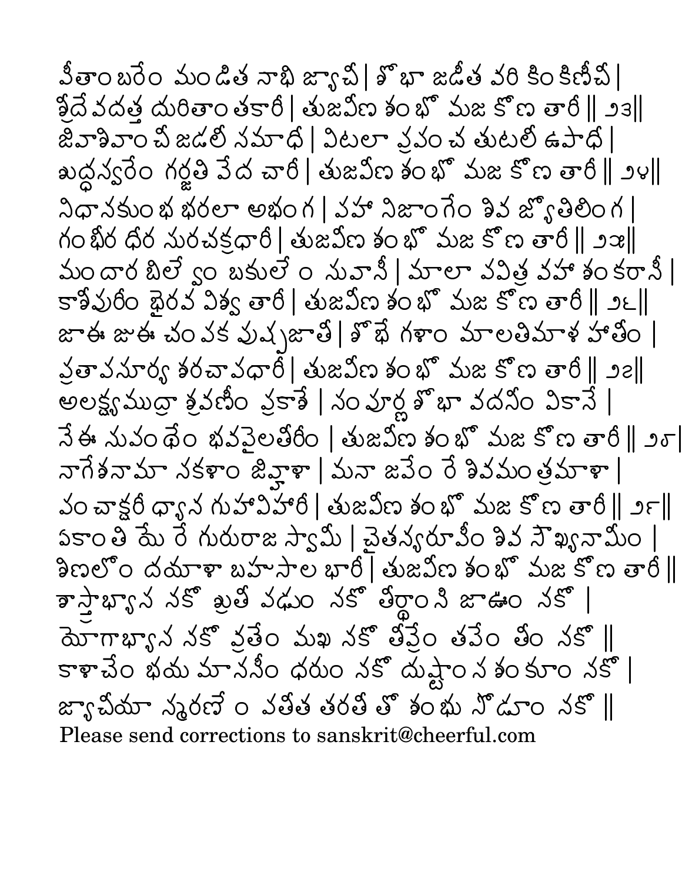పీతాంబరేం మండిత నాభి జ్యాచి | శోభా జడీత వరి కింకిణీచీ |
శ్రీదే వదత్త దురితాంతకారీ | తుజవీణ శంభో మజ కోణ తారీ || ౨౩||
జివాశివాంచి జడలీ నమాధీ | విటలా వ్రవంచ తుటలీ ఉపాధీ |
ఖుద్ధన్వరేం గర్జతి వేద చారీ | తుజవీణ శంభో మజ కోణ తారీ || ౨౪||
నిధానకుంభ భరలా అభంగ | వహా నిజాంగేం శివ జ్యోతిలింగ |
గంభీర ధీర నురచక్రధారీ | తుజవీణ శంభో మజ కోణ తారీ || ౨౫||
మందార బిల్వేం బకులేం నువానీ | మాలా వవిత్ర వహా శంకరానీ |
కాశీవురీం భైరవ విశ్వ తారీ | తుజవీణ శంభో మజ కోణ తారీ || ౨౬||
జాఈ జుఈ చంవక వుష్పజాతీ | శోభే గళాం మాలతిమాళ హాతీం |
వ్రతావనూర్య శరచావధారీ | తుజవీణ శంభో మజ కోణ తారీ || ౨౭||
అలక్ష్యముద్రా శ్రవణీం వ్రకాశే | నంవూర్ణ శోభా వదనీం వికానే |
నేఈ నువంథేం భవవైలతీరీం | తుజవీణ శంభో మజ కోణ తారీ || ౨౮||
నాగేశనామా నకళాం జిహ్వాళా | మనా జవేం రే శివమంత్రమాళా |
వంచాక్షరీ ధ్యాన గుహావిహారీ | తుజవీణ శంభో మజ కోణ తారీ || ౨౯||
ఏకాంతి మే రే గురురాజ స్వామీ | చైతన్యరూవీం శివ సౌఖ్యనామీం |
శిణలోం దమాళా బహుసాల భారీ | తుజవీణ శంభో మజ కోణ తారీ ||
శాస్త్రాభ్యాన నకో ఖ్రుతీ వఢుం నకో తీర్థాంని జాఊం నకో |
యోగాభ్యాన నకో వ్రతేం మఖ నకో తీవ్రేం తవేం తీం నకో ||
కాళాచేం భమ మాననీం ధరుం నకో దుష్టాంన శంకూం నకో |
జ్యాచియా న్మరణేం వతీత తరతీ తో శంభు నోడూం నకో ||

Please send corrections to sanskrit@cheerful.com